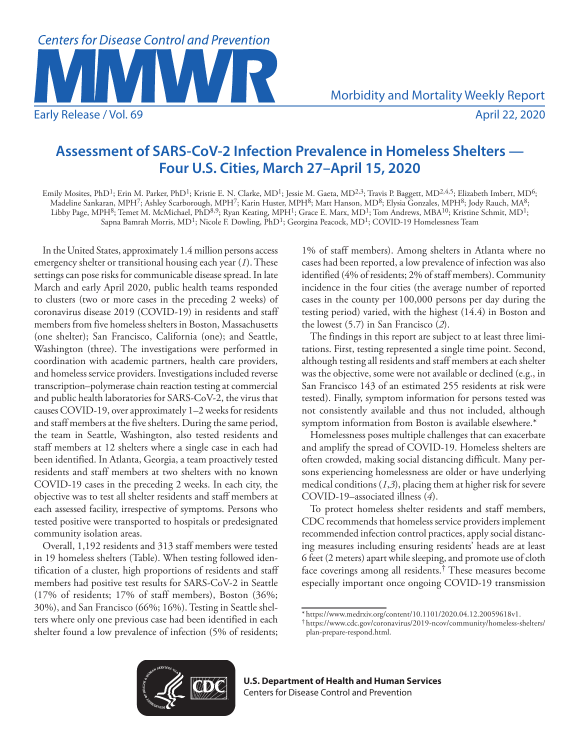# Assessment of SARS-CoV-2 Infection Prevalence in Homeless Shelters — Four U.S. Cities, March 27–April 15, 2020

Emily Mosites, PhD[1]; Erin M. Parker, PhD[1]; Kristie E. N. Clarke, MD[1]; Jessie M. Gaeta, MD[2,3]; Travis P. Baggett, MD[2,4,5]; Elizabeth Imbert, MD[6]; Madeline Sankaran, MPH[7]; Ashley Scarborough, MPH[7]; Karin Huster, MPH[8]; Matt Hanson, MD[8]; Elysia Gonzales, MPH[8]; Jody Rauch, MA[8]; Libby Page, MPH[8]; Temet M. McMichael, PhD[8,9]; Ryan Keating, MPH[1]; Grace E. Marx, MD[1]; Tom Andrews, MBA[10]; Kristine Schmit, MD[1]; Sapna Bamrah Morris, MD[1]; Nicole F. Dowling, PhD[1]; Georgina Peacock, MD[1]; COVID-19 Homelessness Team

In the United States, approximately 1.4 million persons access emergency shelter or transitional housing each year (*1*). These settings can pose risks for communicable disease spread. In late March and early April 2020, public health teams responded to clusters (two or more cases in the preceding 2 weeks) of coronavirus disease 2019 (COVID-19) in residents and staff members from five homeless shelters in Boston, Massachusetts (one shelter); San Francisco, California (one); and Seattle, Washington (three). The investigations were performed in coordination with academic partners, health care providers, and homeless service providers. Investigations included reverse transcription–polymerase chain reaction testing at commercial and public health laboratories for SARS-CoV-2, the virus that causes COVID-19, over approximately 1–2 weeks for residents and staff members at the five shelters. During the same period, the team in Seattle, Washington, also tested residents and staff members at 12 shelters where a single case in each had been identified. In Atlanta, Georgia, a team proactively tested residents and staff members at two shelters with no known COVID-19 cases in the preceding 2 weeks. In each city, the objective was to test all shelter residents and staff members at each assessed facility, irrespective of symptoms. Persons who tested positive were transported to hospitals or predesignated community isolation areas.

Overall, 1,192 residents and 313 staff members were tested in 19 homeless shelters (Table). When testing followed identification of a cluster, high proportions of residents and staff members had positive test results for SARS-CoV-2 in Seattle (17% of residents; 17% of staff members), Boston (36%; 30%), and San Francisco (66%; 16%). Testing in Seattle shelters where only one previous case had been identified in each shelter found a low prevalence of infection (5% of residents; 1% of staff members). Among shelters in Atlanta where no cases had been reported, a low prevalence of infection was also identified (4% of residents; 2% of staff members). Community incidence in the four cities (the average number of reported cases in the county per 100,000 persons per day during the testing period) varied, with the highest (14.4) in Boston and the lowest (5.7) in San Francisco (*2*).

The findings in this report are subject to at least three limitations. First, testing represented a single time point. Second, although testing all residents and staff members at each shelter was the objective, some were not available or declined (e.g., in San Francisco 143 of an estimated 255 residents at risk were tested). Finally, symptom information for persons tested was not consistently available and thus not included, although symptom information from Boston is available elsewhere.*

Homelessness poses multiple challenges that can exacerbate and amplify the spread of COVID-19. Homeless shelters are often crowded, making social distancing difficult. Many persons experiencing homelessness are older or have underlying medical conditions (*1*,*3*), placing them at higher risk for severe COVID-19–associated illness (*4*).

To protect homeless shelter residents and staff members, CDC recommends that homeless service providers implement recommended infection control practices, apply social distancing measures including ensuring residents' heads are at least 6 feet (2 meters) apart while sleeping, and promote use of cloth face coverings among all residents.† These measures become especially important once ongoing COVID-19 transmission

\* https://www.medrxiv.org/content/10.1101/2020.04.12.20059618v1.

† https://www.cdc.gov/coronavirus/2019-ncov/community/homeless-shelters/plan-prepare-respond.html.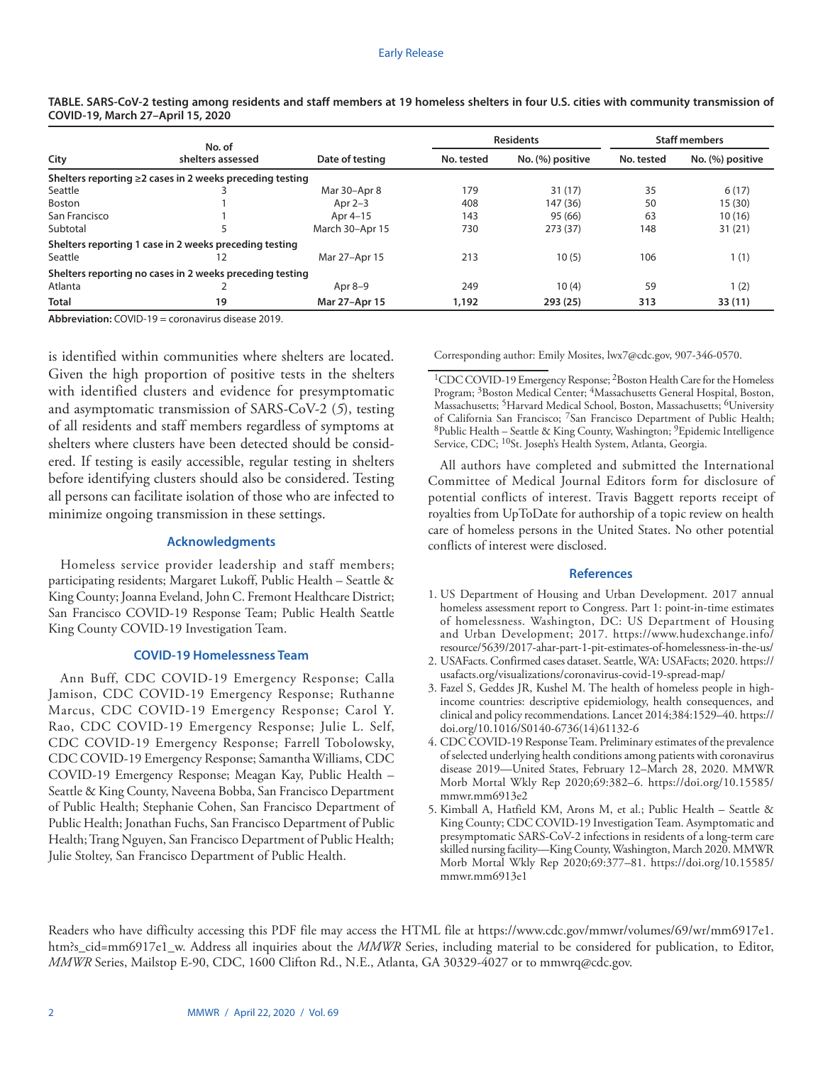**TABLE. SARS-CoV-2 testing among residents and staff members at 19 homeless shelters in four U.S. cities with community transmission of COVID-19, March 27–April 15, 2020**

| City | No. of shelters assessed | Date of testing | Residents | | Staff members | |
|---|---|---|---|---|---|---|
| | | | No. tested | No. (%) positive | No. tested | No. (%) positive |
| **Shelters reporting ≥2 cases in 2 weeks preceding testing** | | | | | | |
| Seattle | 3 | Mar 30–Apr 8 | 179 | 31 (17) | 35 | 6 (17) |
| Boston | 1 | Apr 2–3 | 408 | 147 (36) | 50 | 15 (30) |
| San Francisco | 1 | Apr 4–15 | 143 | 95 (66) | 63 | 10 (16) |
| Subtotal | 5 | March 30–Apr 15 | 730 | 273 (37) | 148 | 31 (21) |
| **Shelters reporting 1 case in 2 weeks preceding testing** | | | | | | |
| Seattle | 12 | Mar 27–Apr 15 | 213 | 10 (5) | 106 | 1 (1) |
| **Shelters reporting no cases in 2 weeks preceding testing** | | | | | | |
| Atlanta | 2 | Apr 8–9 | 249 | 10 (4) | 59 | 1 (2) |
| **Total** | **19** | **Mar 27–Apr 15** | **1,192** | **293 (25)** | **313** | **33 (11)** |

**Abbreviation:** COVID-19 = coronavirus disease 2019.

is identified within communities where shelters are located. Given the high proportion of positive tests in the shelters with identified clusters and evidence for presymptomatic and asymptomatic transmission of SARS-CoV-2 (*5*), testing of all residents and staff members regardless of symptoms at shelters where clusters have been detected should be considered. If testing is easily accessible, regular testing in shelters before identifying clusters should also be considered. Testing all persons can facilitate isolation of those who are infected to minimize ongoing transmission in these settings.

## Acknowledgments

Homeless service provider leadership and staff members; participating residents; Margaret Lukoff, Public Health – Seattle & King County; Joanna Eveland, John C. Fremont Healthcare District; San Francisco COVID-19 Response Team; Public Health Seattle King County COVID-19 Investigation Team.

## COVID-19 Homelessness Team

Ann Buff, CDC COVID-19 Emergency Response; Calla Jamison, CDC COVID-19 Emergency Response; Ruthanne Marcus, CDC COVID-19 Emergency Response; Carol Y. Rao, CDC COVID-19 Emergency Response; Julie L. Self, CDC COVID-19 Emergency Response; Farrell Tobolowsky, CDC COVID-19 Emergency Response; Samantha Williams, CDC COVID-19 Emergency Response; Meagan Kay, Public Health – Seattle & King County, Naveena Bobba, San Francisco Department of Public Health; Stephanie Cohen, San Francisco Department of Public Health; Jonathan Fuchs, San Francisco Department of Public Health; Trang Nguyen, San Francisco Department of Public Health; Julie Stoltey, San Francisco Department of Public Health.

Corresponding author: Emily Mosites, lwx7@cdc.gov, 907-346-0570.

[1]CDC COVID-19 Emergency Response; [2]Boston Health Care for the Homeless Program; [3]Boston Medical Center; [4]Massachusetts General Hospital, Boston, Massachusetts; [5]Harvard Medical School, Boston, Massachusetts; [6]University of California San Francisco; [7]San Francisco Department of Public Health; [8]Public Health – Seattle & King County, Washington; [9]Epidemic Intelligence Service, CDC; [10]St. Joseph's Health System, Atlanta, Georgia.

All authors have completed and submitted the International Committee of Medical Journal Editors form for disclosure of potential conflicts of interest. Travis Baggett reports receipt of royalties from UpToDate for authorship of a topic review on health care of homeless persons in the United States. No other potential conflicts of interest were disclosed.

## References

1. US Department of Housing and Urban Development. 2017 annual homeless assessment report to Congress. Part 1: point-in-time estimates of homelessness. Washington, DC: US Department of Housing and Urban Development; 2017. https://www.hudexchange.info/resource/5639/2017-ahar-part-1-pit-estimates-of-homelessness-in-the-us/
2. USAFacts. Confirmed cases dataset. Seattle, WA: USAFacts; 2020. https://usafacts.org/visualizations/coronavirus-covid-19-spread-map/
3. Fazel S, Geddes JR, Kushel M. The health of homeless people in high-income countries: descriptive epidemiology, health consequences, and clinical and policy recommendations. Lancet 2014;384:1529–40. https://doi.org/10.1016/S0140-6736(14)61132-6
4. CDC COVID-19 Response Team. Preliminary estimates of the prevalence of selected underlying health conditions among patients with coronavirus disease 2019—United States, February 12–March 28, 2020. MMWR Morb Mortal Wkly Rep 2020;69:382–6. https://doi.org/10.15585/mmwr.mm6913e2
5. Kimball A, Hatfield KM, Arons M, et al.; Public Health – Seattle & King County; CDC COVID-19 Investigation Team. Asymptomatic and presymptomatic SARS-CoV-2 infections in residents of a long-term care skilled nursing facility—King County, Washington, March 2020. MMWR Morb Mortal Wkly Rep 2020;69:377–81. https://doi.org/10.15585/mmwr.mm6913e1

Readers who have difficulty accessing this PDF file may access the HTML file at https://www.cdc.gov/mmwr/volumes/69/wr/mm6917e1.htm?s_cid=mm6917e1_w. Address all inquiries about the *MMWR* Series, including material to be considered for publication, to Editor, *MMWR* Series, Mailstop E-90, CDC, 1600 Clifton Rd., N.E., Atlanta, GA 30329-4027 or to mmwrq@cdc.gov.